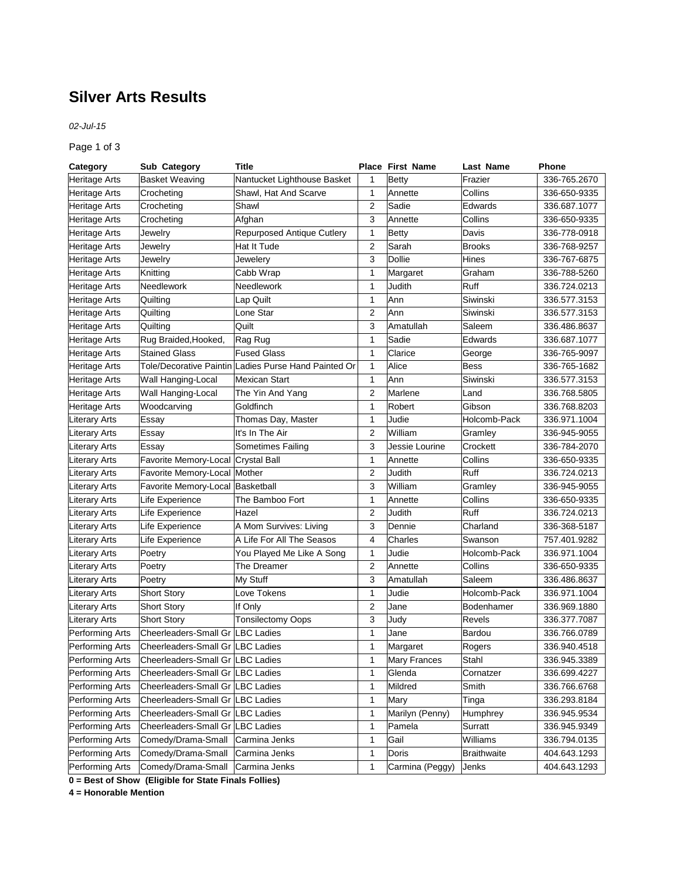# Silver Arts Results

*02-Jul-15*

| Category | Sub Category | Title | Place | First Name | Last Name | Phone |
|---|---|---|---|---|---|---|
| Heritage Arts | Basket Weaving | Nantucket Lighthouse Basket | 1 | Betty | Frazier | 336-765.2670 |
| Heritage Arts | Crocheting | Shawl, Hat And Scarve | 1 | Annette | Collins | 336-650-9335 |
| Heritage Arts | Crocheting | Shawl | 2 | Sadie | Edwards | 336.687.1077 |
| Heritage Arts | Crocheting | Afghan | 3 | Annette | Collins | 336-650-9335 |
| Heritage Arts | Jewelry | Repurposed Antique Cutlery | 1 | Betty | Davis | 336-778-0918 |
| Heritage Arts | Jewelry | Hat It Tude | 2 | Sarah | Brooks | 336-768-9257 |
| Heritage Arts | Jewelry | Jewelery | 3 | Dollie | Hines | 336-767-6875 |
| Heritage Arts | Knitting | Cabb Wrap | 1 | Margaret | Graham | 336-788-5260 |
| Heritage Arts | Needlework | Needlework | 1 | Judith | Ruff | 336.724.0213 |
| Heritage Arts | Quilting | Lap Quilt | 1 | Ann | Siwinski | 336.577.3153 |
| Heritage Arts | Quilting | Lone Star | 2 | Ann | Siwinski | 336.577.3153 |
| Heritage Arts | Quilting | Quilt | 3 | Amatullah | Saleem | 336.486.8637 |
| Heritage Arts | Rug Braided,Hooked, | Rag Rug | 1 | Sadie | Edwards | 336.687.1077 |
| Heritage Arts | Stained Glass | Fused Glass | 1 | Clarice | George | 336-765-9097 |
| Heritage Arts | Tole/Decorative Paintin | Ladies Purse Hand Painted Or | 1 | Alice | Bess | 336-765-1682 |
| Heritage Arts | Wall Hanging-Local | Mexican Start | 1 | Ann | Siwinski | 336.577.3153 |
| Heritage Arts | Wall Hanging-Local | The Yin And Yang | 2 | Marlene | Land | 336.768.5805 |
| Heritage Arts | Woodcarving | Goldfinch | 1 | Robert | Gibson | 336.768.8203 |
| Literary Arts | Essay | Thomas Day, Master | 1 | Judie | Holcomb-Pack | 336.971.1004 |
| Literary Arts | Essay | It's In The Air | 2 | William | Gramley | 336-945-9055 |
| Literary Arts | Essay | Sometimes Failing | 3 | Jessie Lourine | Crockett | 336-784-2070 |
| Literary Arts | Favorite Memory-Local | Crystal Ball | 1 | Annette | Collins | 336-650-9335 |
| Literary Arts | Favorite Memory-Local | Mother | 2 | Judith | Ruff | 336.724.0213 |
| Literary Arts | Favorite Memory-Local | Basketball | 3 | William | Gramley | 336-945-9055 |
| Literary Arts | Life Experience | The Bamboo Fort | 1 | Annette | Collins | 336-650-9335 |
| Literary Arts | Life Experience | Hazel | 2 | Judith | Ruff | 336.724.0213 |
| Literary Arts | Life Experience | A Mom Survives: Living | 3 | Dennie | Charland | 336-368-5187 |
| Literary Arts | Life Experience | A Life For All The Seasos | 4 | Charles | Swanson | 757.401.9282 |
| Literary Arts | Poetry | You Played Me Like A Song | 1 | Judie | Holcomb-Pack | 336.971.1004 |
| Literary Arts | Poetry | The Dreamer | 2 | Annette | Collins | 336-650-9335 |
| Literary Arts | Poetry | My Stuff | 3 | Amatullah | Saleem | 336.486.8637 |
| Literary Arts | Short Story | Love Tokens | 1 | Judie | Holcomb-Pack | 336.971.1004 |
| Literary Arts | Short Story | If Only | 2 | Jane | Bodenhamer | 336.969.1880 |
| Literary Arts | Short Story | Tonsilectomy Oops | 3 | Judy | Revels | 336.377.7087 |
| Performing Arts | Cheerleaders-Small Gr | LBC Ladies | 1 | Jane | Bardou | 336.766.0789 |
| Performing Arts | Cheerleaders-Small Gr | LBC Ladies | 1 | Margaret | Rogers | 336.940.4518 |
| Performing Arts | Cheerleaders-Small Gr | LBC Ladies | 1 | Mary Frances | Stahl | 336.945.3389 |
| Performing Arts | Cheerleaders-Small Gr | LBC Ladies | 1 | Glenda | Cornatzer | 336.699.4227 |
| Performing Arts | Cheerleaders-Small Gr | LBC Ladies | 1 | Mildred | Smith | 336.766.6768 |
| Performing Arts | Cheerleaders-Small Gr | LBC Ladies | 1 | Mary | Tinga | 336.293.8184 |
| Performing Arts | Cheerleaders-Small Gr | LBC Ladies | 1 | Marilyn (Penny) | Humphrey | 336.945.9534 |
| Performing Arts | Cheerleaders-Small Gr | LBC Ladies | 1 | Pamela | Surratt | 336.945.9349 |
| Performing Arts | Comedy/Drama-Small | Carmina Jenks | 1 | Gail | Williams | 336.794.0135 |
| Performing Arts | Comedy/Drama-Small | Carmina Jenks | 1 | Doris | Braithwaite | 404.643.1293 |
| Performing Arts | Comedy/Drama-Small | Carmina Jenks | 1 | Carmina (Peggy) | Jenks | 404.643.1293 |

**0 = Best of Show (Eligible for State Finals Follies)**

**4 = Honorable Mention**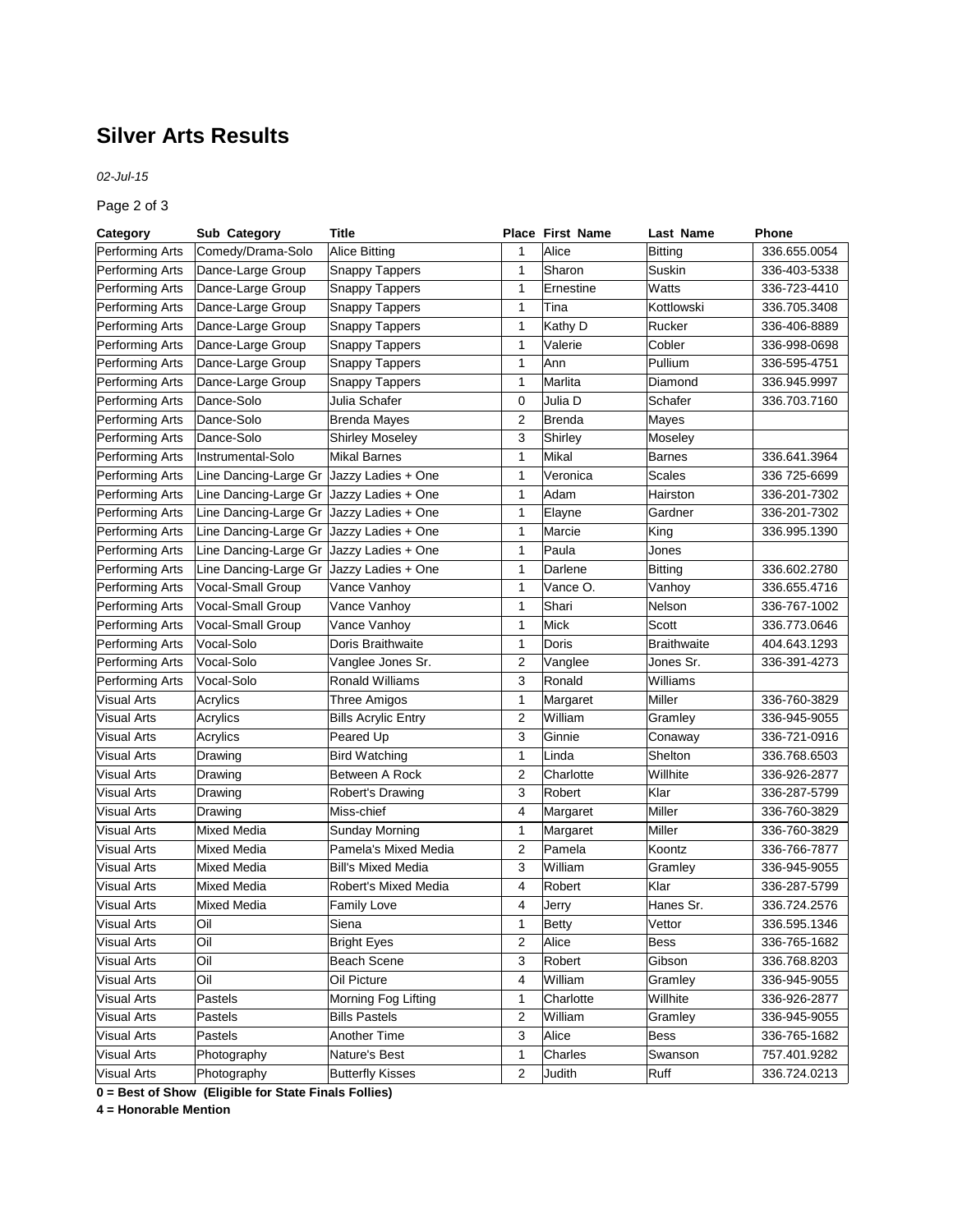# Silver Arts Results

*02-Jul-15*

| Category | Sub Category | Title | Place | First Name | Last Name | Phone |
|---|---|---|---|---|---|---|
| Performing Arts | Comedy/Drama-Solo | Alice Bitting | 1 | Alice | Bitting | 336.655.0054 |
| Performing Arts | Dance-Large Group | Snappy Tappers | 1 | Sharon | Suskin | 336-403-5338 |
| Performing Arts | Dance-Large Group | Snappy Tappers | 1 | Ernestine | Watts | 336-723-4410 |
| Performing Arts | Dance-Large Group | Snappy Tappers | 1 | Tina | Kottlowski | 336.705.3408 |
| Performing Arts | Dance-Large Group | Snappy Tappers | 1 | Kathy D | Rucker | 336-406-8889 |
| Performing Arts | Dance-Large Group | Snappy Tappers | 1 | Valerie | Cobler | 336-998-0698 |
| Performing Arts | Dance-Large Group | Snappy Tappers | 1 | Ann | Pullium | 336-595-4751 |
| Performing Arts | Dance-Large Group | Snappy Tappers | 1 | Marlita | Diamond | 336.945.9997 |
| Performing Arts | Dance-Solo | Julia Schafer | 0 | Julia D | Schafer | 336.703.7160 |
| Performing Arts | Dance-Solo | Brenda Mayes | 2 | Brenda | Mayes | |
| Performing Arts | Dance-Solo | Shirley Moseley | 3 | Shirley | Moseley | |
| Performing Arts | Instrumental-Solo | Mikal Barnes | 1 | Mikal | Barnes | 336.641.3964 |
| Performing Arts | Line Dancing-Large Gr | Jazzy Ladies + One | 1 | Veronica | Scales | 336 725-6699 |
| Performing Arts | Line Dancing-Large Gr | Jazzy Ladies + One | 1 | Adam | Hairston | 336-201-7302 |
| Performing Arts | Line Dancing-Large Gr | Jazzy Ladies + One | 1 | Elayne | Gardner | 336-201-7302 |
| Performing Arts | Line Dancing-Large Gr | Jazzy Ladies + One | 1 | Marcie | King | 336.995.1390 |
| Performing Arts | Line Dancing-Large Gr | Jazzy Ladies + One | 1 | Paula | Jones | |
| Performing Arts | Line Dancing-Large Gr | Jazzy Ladies + One | 1 | Darlene | Bitting | 336.602.2780 |
| Performing Arts | Vocal-Small Group | Vance Vanhoy | 1 | Vance O. | Vanhoy | 336.655.4716 |
| Performing Arts | Vocal-Small Group | Vance Vanhoy | 1 | Shari | Nelson | 336-767-1002 |
| Performing Arts | Vocal-Small Group | Vance Vanhoy | 1 | Mick | Scott | 336.773.0646 |
| Performing Arts | Vocal-Solo | Doris Braithwaite | 1 | Doris | Braithwaite | 404.643.1293 |
| Performing Arts | Vocal-Solo | Vanglee Jones Sr. | 2 | Vanglee | Jones Sr. | 336-391-4273 |
| Performing Arts | Vocal-Solo | Ronald Williams | 3 | Ronald | Williams | |
| Visual Arts | Acrylics | Three Amigos | 1 | Margaret | Miller | 336-760-3829 |
| Visual Arts | Acrylics | Bills Acrylic Entry | 2 | William | Gramley | 336-945-9055 |
| Visual Arts | Acrylics | Peared Up | 3 | Ginnie | Conaway | 336-721-0916 |
| Visual Arts | Drawing | Bird Watching | 1 | Linda | Shelton | 336.768.6503 |
| Visual Arts | Drawing | Between A Rock | 2 | Charlotte | Willhite | 336-926-2877 |
| Visual Arts | Drawing | Robert's Drawing | 3 | Robert | Klar | 336-287-5799 |
| Visual Arts | Drawing | Miss-chief | 4 | Margaret | Miller | 336-760-3829 |
| Visual Arts | Mixed Media | Sunday Morning | 1 | Margaret | Miller | 336-760-3829 |
| Visual Arts | Mixed Media | Pamela's Mixed Media | 2 | Pamela | Koontz | 336-766-7877 |
| Visual Arts | Mixed Media | Bill's Mixed Media | 3 | William | Gramley | 336-945-9055 |
| Visual Arts | Mixed Media | Robert's Mixed Media | 4 | Robert | Klar | 336-287-5799 |
| Visual Arts | Mixed Media | Family Love | 4 | Jerry | Hanes Sr. | 336.724.2576 |
| Visual Arts | Oil | Siena | 1 | Betty | Vettor | 336.595.1346 |
| Visual Arts | Oil | Bright Eyes | 2 | Alice | Bess | 336-765-1682 |
| Visual Arts | Oil | Beach Scene | 3 | Robert | Gibson | 336.768.8203 |
| Visual Arts | Oil | Oil Picture | 4 | William | Gramley | 336-945-9055 |
| Visual Arts | Pastels | Morning Fog Lifting | 1 | Charlotte | Willhite | 336-926-2877 |
| Visual Arts | Pastels | Bills Pastels | 2 | William | Gramley | 336-945-9055 |
| Visual Arts | Pastels | Another Time | 3 | Alice | Bess | 336-765-1682 |
| Visual Arts | Photography | Nature's Best | 1 | Charles | Swanson | 757.401.9282 |
| Visual Arts | Photography | Butterfly Kisses | 2 | Judith | Ruff | 336.724.0213 |

**0 = Best of Show (Eligible for State Finals Follies)**

**4 = Honorable Mention**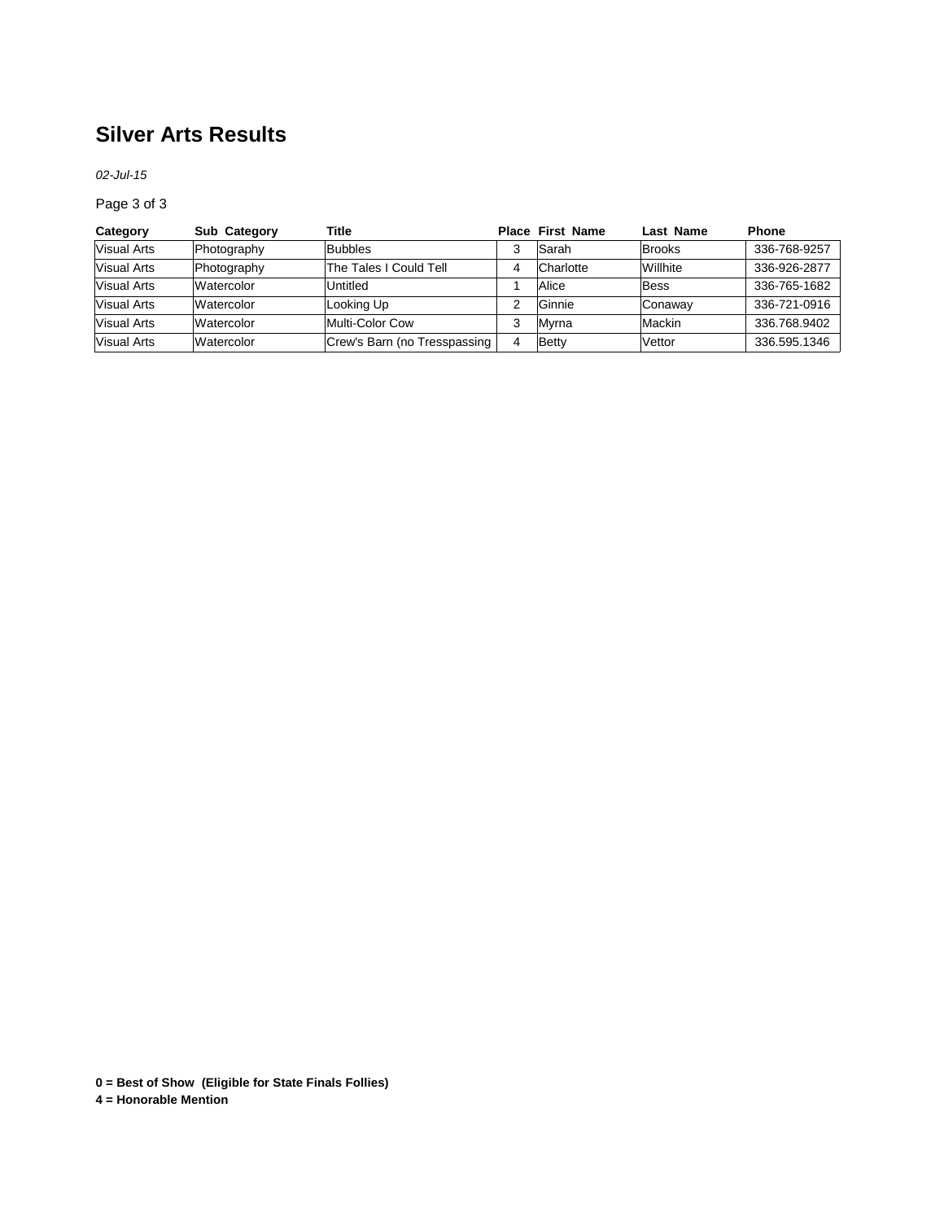# Silver Arts Results

*02-Jul-15*

| Category | Sub Category | Title | Place | First Name | Last Name | Phone |
|---|---|---|---|---|---|---|
| Visual Arts | Photography | Bubbles | 3 | Sarah | Brooks | 336-768-9257 |
| Visual Arts | Photography | The Tales I Could Tell | 4 | Charlotte | Willhite | 336-926-2877 |
| Visual Arts | Watercolor | Untitled | 1 | Alice | Bess | 336-765-1682 |
| Visual Arts | Watercolor | Looking Up | 2 | Ginnie | Conaway | 336-721-0916 |
| Visual Arts | Watercolor | Multi-Color Cow | 3 | Myrna | Mackin | 336.768.9402 |
| Visual Arts | Watercolor | Crew's Barn (no Tresspassing | 4 | Betty | Vettor | 336.595.1346 |

**0 = Best of Show (Eligible for State Finals Follies)**

**4 = Honorable Mention**